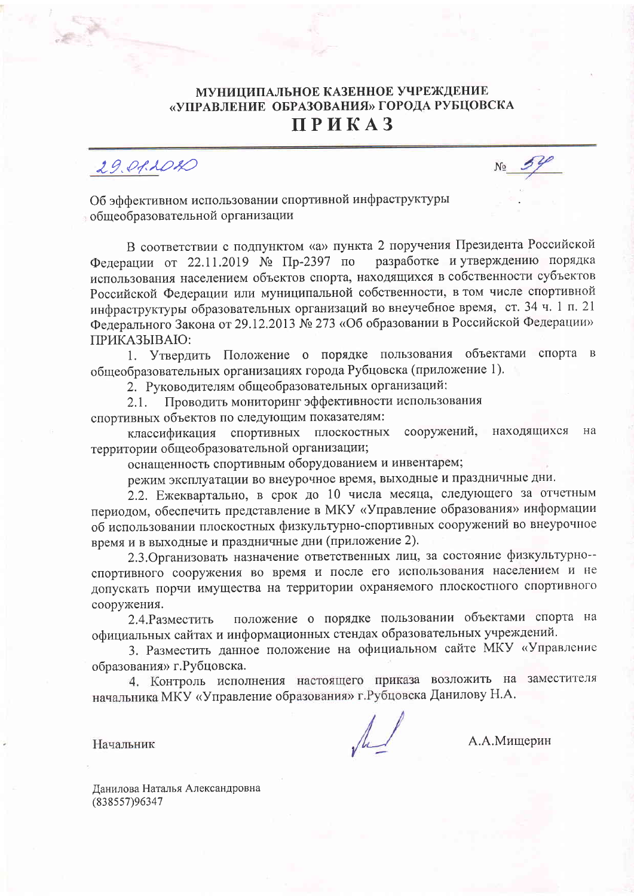**МУНИЦИПАЛЬНОЕ КАЗЕННОЕ УЧРЕЖДЕНИЕ**
**«УПРАВЛЕНИЕ ОБРАЗОВАНИЯ» ГОРОДА РУБЦОВСКА**

# ПРИКАЗ

29.01.2020 № 59

Об эффективном использовании спортивной инфраструктуры общеобразовательной организации

В соответствии с подпунктом «а» пункта 2 поручения Президента Российской Федерации от 22.11.2019 № Пр-2397 по разработке и утверждению порядка использования населением объектов спорта, находящихся в собственности субъектов Российской Федерации или муниципальной собственности, в том числе спортивной инфраструктуры образовательных организаций во внеучебное время, ст. 34 ч. 1 п. 21 Федерального Закона от 29.12.2013 № 273 «Об образовании в Российской Федерации» ПРИКАЗЫВАЮ:

1. Утвердить Положение о порядке пользования объектами спорта в общеобразовательных организациях города Рубцовска (приложение 1).

2. Руководителям общеобразовательных организаций:

2.1. Проводить мониторинг эффективности использования спортивных объектов по следующим показателям:

классификация спортивных плоскостных сооружений, находящихся на территории общеобразовательной организации;

оснащенность спортивным оборудованием и инвентарем;

режим эксплуатации во внеурочное время, выходные и праздничные дни.

2.2. Ежеквартально, в срок до 10 числа месяца, следующего за отчетным периодом, обеспечить представление в МКУ «Управление образования» информации об использовании плоскостных физкультурно-спортивных сооружений во внеурочное время и в выходные и праздничные дни (приложение 2).

2.3. Организовать назначение ответственных лиц, за состояние физкультурно--спортивного сооружения во время и после его использования населением и не допускать порчи имущества на территории охраняемого плоскостного спортивного сооружения.

2.4. Разместить положение о порядке пользовании объектами спорта на официальных сайтах и информационных стендах образовательных учреждений.

3. Разместить данное положение на официальном сайте МКУ «Управление образования» г.Рубцовска.

4. Контроль исполнения настоящего приказа возложить на заместителя начальника МКУ «Управление образования» г.Рубцовска Данилову Н.А.

Начальник А.А.Мищерин

Данилова Наталья Александровна
(838557)96347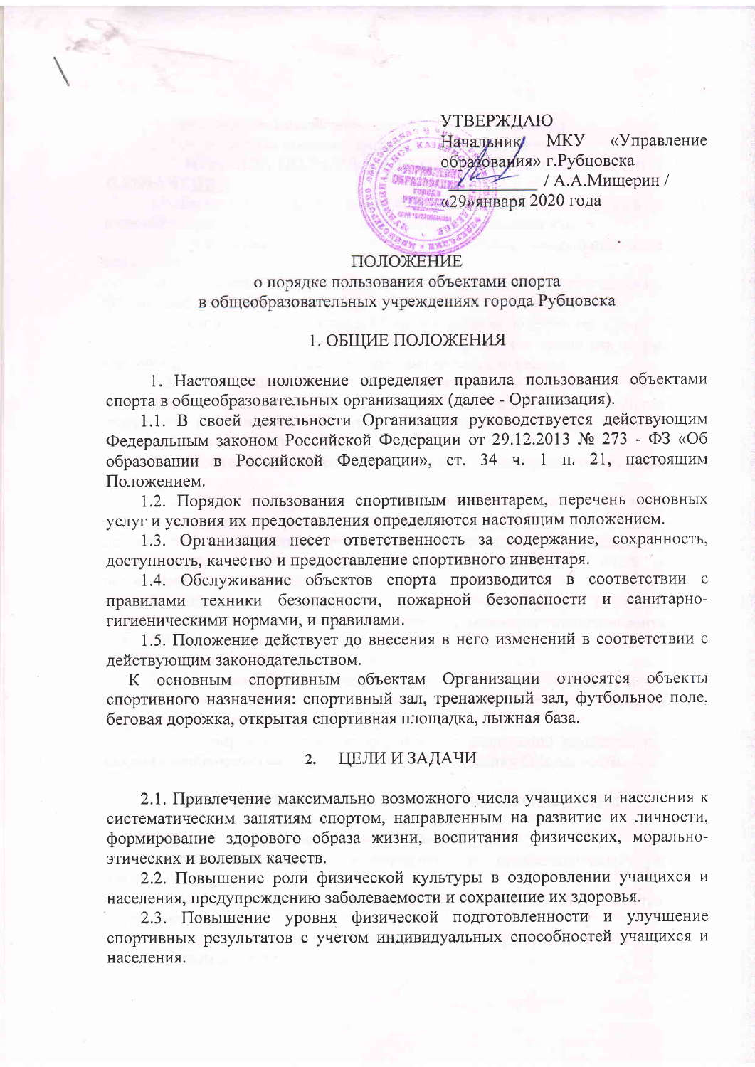УТВЕРЖДАЮ
Начальник МКУ «Управление образования» г.Рубцовска
_________ / А.А.Мищерин /
«29» января 2020 года

# ПОЛОЖЕНИЕ
## о порядке пользования объектами спорта в общеобразовательных учреждениях города Рубцовска

## 1. ОБЩИЕ ПОЛОЖЕНИЯ

1. Настоящее положение определяет правила пользования объектами спорта в общеобразовательных организациях (далее - Организация).

1.1. В своей деятельности Организация руководствуется действующим Федеральным законом Российской Федерации от 29.12.2013 № 273 - ФЗ «Об образовании в Российской Федерации», ст. 34 ч. 1 п. 21, настоящим Положением.

1.2. Порядок пользования спортивным инвентарем, перечень основных услуг и условия их предоставления определяются настоящим положением.

1.3. Организация несет ответственность за содержание, сохранность, доступность, качество и предоставление спортивного инвентаря.

1.4. Обслуживание объектов спорта производится в соответствии с правилами техники безопасности, пожарной безопасности и санитарно-гигиеническими нормами, и правилами.

1.5. Положение действует до внесения в него изменений в соответствии с действующим законодательством.

К основным спортивным объектам Организации относятся объекты спортивного назначения: спортивный зал, тренажерный зал, футбольное поле, беговая дорожка, открытая спортивная площадка, лыжная база.

## 2. ЦЕЛИ И ЗАДАЧИ

2.1. Привлечение максимально возможного числа учащихся и населения к систематическим занятиям спортом, направленным на развитие их личности, формирование здорового образа жизни, воспитания физических, морально-этических и волевых качеств.

2.2. Повышение роли физической культуры в оздоровлении учащихся и населения, предупреждению заболеваемости и сохранение их здоровья.

2.3. Повышение уровня физической подготовленности и улучшение спортивных результатов с учетом индивидуальных способностей учащихся и населения.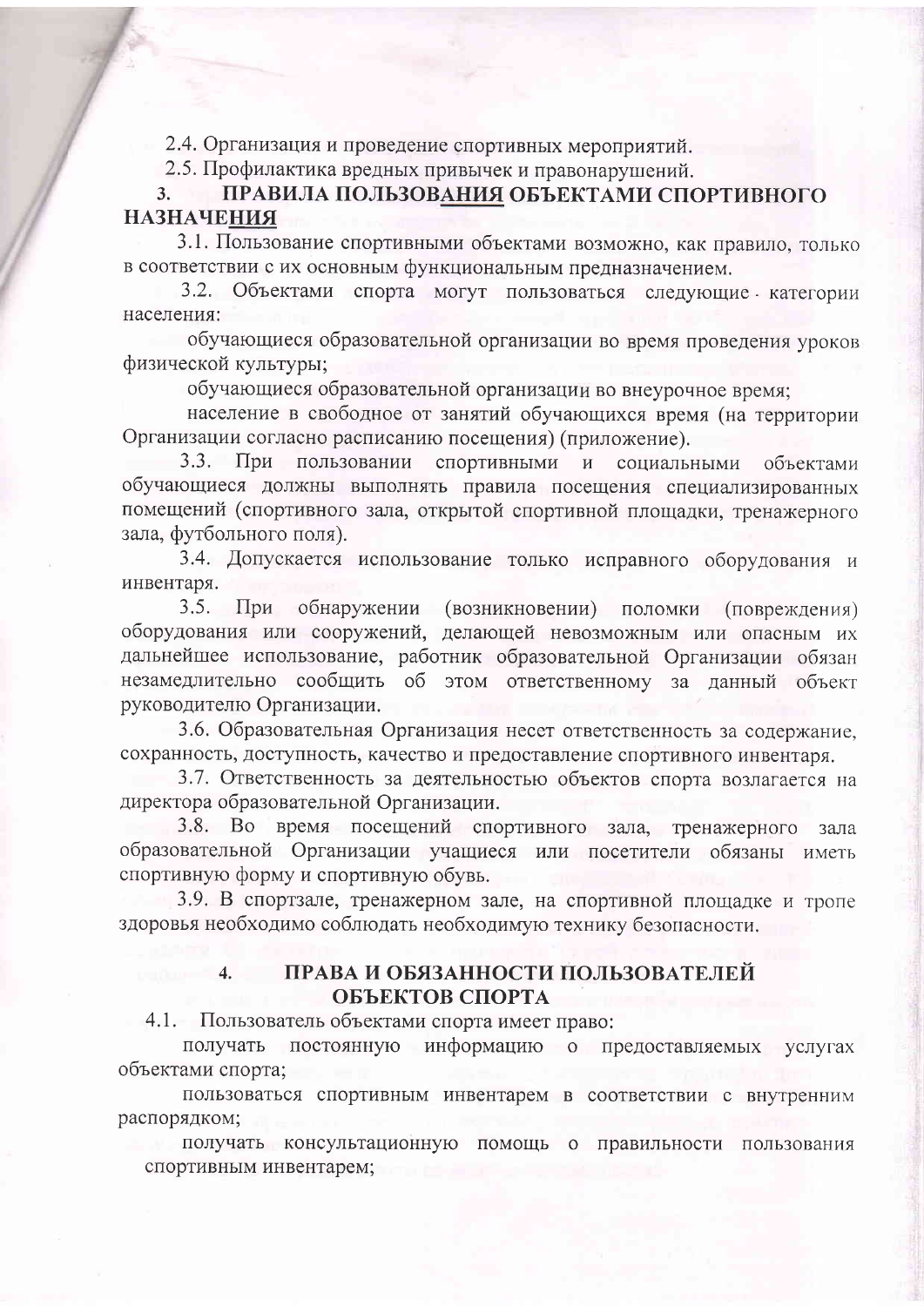2.4. Организация и проведение спортивных мероприятий.

2.5. Профилактика вредных привычек и правонарушений.

## 3. ПРАВИЛА ПОЛЬЗОВАНИЯ ОБЪЕКТАМИ СПОРТИВНОГО НАЗНАЧЕНИЯ

3.1. Пользование спортивными объектами возможно, как правило, только в соответствии с их основным функциональным предназначением.

3.2. Объектами спорта могут пользоваться следующие категории населения:

обучающиеся образовательной организации во время проведения уроков физической культуры;

обучающиеся образовательной организации во внеурочное время;

население в свободное от занятий обучающихся время (на территории Организации согласно расписанию посещения) (приложение).

3.3. При пользовании спортивными и социальными объектами обучающиеся должны выполнять правила посещения специализированных помещений (спортивного зала, открытой спортивной площадки, тренажерного зала, футбольного поля).

3.4. Допускается использование только исправного оборудования и инвентаря.

3.5. При обнаружении (возникновении) поломки (повреждения) оборудования или сооружений, делающей невозможным или опасным их дальнейшее использование, работник образовательной Организации обязан незамедлительно сообщить об этом ответственному за данный объект руководителю Организации.

3.6. Образовательная Организация несет ответственность за содержание, сохранность, доступность, качество и предоставление спортивного инвентаря.

3.7. Ответственность за деятельностью объектов спорта возлагается на директора образовательной Организации.

3.8. Во время посещений спортивного зала, тренажерного зала образовательной Организации учащиеся или посетители обязаны иметь спортивную форму и спортивную обувь.

3.9. В спортзале, тренажерном зале, на спортивной площадке и тропе здоровья необходимо соблюдать необходимую технику безопасности.

## 4. ПРАВА И ОБЯЗАННОСТИ ПОЛЬЗОВАТЕЛЕЙ ОБЪЕКТОВ СПОРТА

4.1. Пользователь объектами спорта имеет право:

получать постоянную информацию о предоставляемых услугах объектами спорта;

пользоваться спортивным инвентарем в соответствии с внутренним распорядком;

получать консультационную помощь о правильности пользования спортивным инвентарем;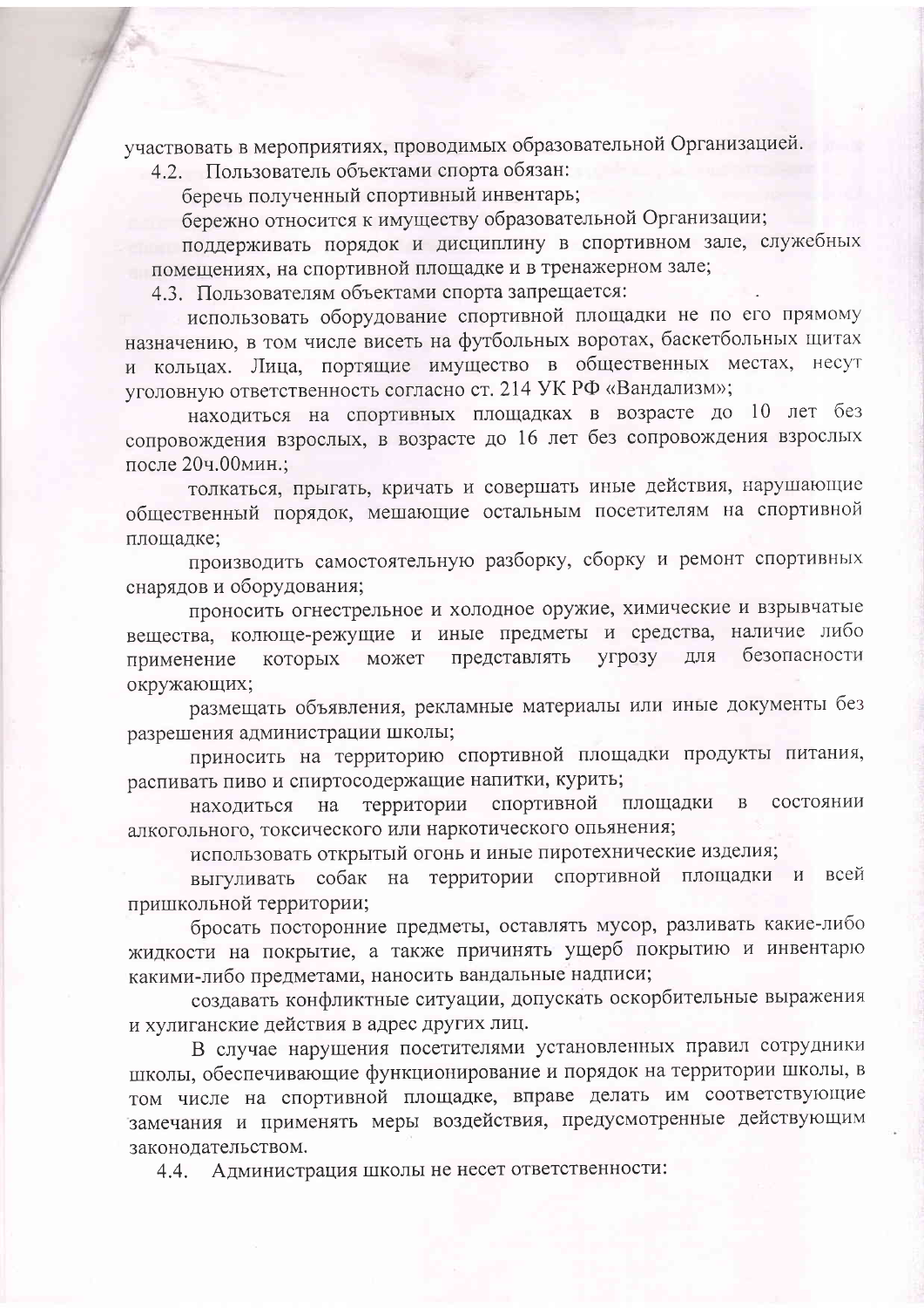участвовать в мероприятиях, проводимых образовательной Организацией.

4.2. Пользователь объектами спорта обязан:

беречь полученный спортивный инвентарь;

бережно относится к имуществу образовательной Организации;

поддерживать порядок и дисциплину в спортивном зале, служебных помещениях, на спортивной площадке и в тренажерном зале;

4.3. Пользователям объектами спорта запрещается:

использовать оборудование спортивной площадки не по его прямому назначению, в том числе висеть на футбольных воротах, баскетбольных щитах и кольцах. Лица, портящие имущество в общественных местах, несут уголовную ответственность согласно ст. 214 УК РФ «Вандализм»;

находиться на спортивных площадках в возрасте до 10 лет без сопровождения взрослых, в возрасте до 16 лет без сопровождения взрослых после 20ч.00мин.;

толкаться, прыгать, кричать и совершать иные действия, нарушающие общественный порядок, мешающие остальным посетителям на спортивной площадке;

производить самостоятельную разборку, сборку и ремонт спортивных снарядов и оборудования;

проносить огнестрельное и холодное оружие, химические и взрывчатые вещества, колюще-режущие и иные предметы и средства, наличие либо применение которых может представлять угрозу для безопасности окружающих;

размещать объявления, рекламные материалы или иные документы без разрешения администрации школы;

приносить на территорию спортивной площадки продукты питания, распивать пиво и спиртосодержащие напитки, курить;

находиться на территории спортивной площадки в состоянии алкогольного, токсического или наркотического опьянения;

использовать открытый огонь и иные пиротехнические изделия;

выгуливать собак на территории спортивной площадки и всей пришкольной территории;

бросать посторонние предметы, оставлять мусор, разливать какие-либо жидкости на покрытие, а также причинять ущерб покрытию и инвентарю какими-либо предметами, наносить вандальные надписи;

создавать конфликтные ситуации, допускать оскорбительные выражения и хулиганские действия в адрес других лиц.

В случае нарушения посетителями установленных правил сотрудники школы, обеспечивающие функционирование и порядок на территории школы, в том числе на спортивной площадке, вправе делать им соответствующие замечания и применять меры воздействия, предусмотренные действующим законодательством.

4.4. Администрация школы не несет ответственности: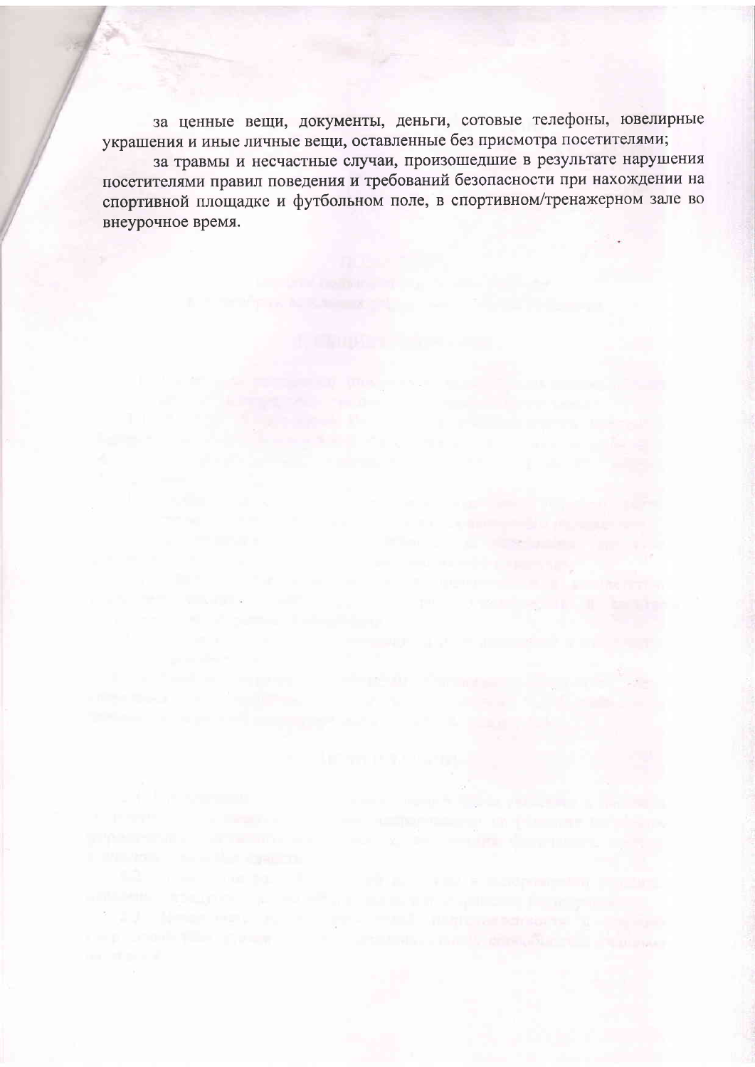за ценные вещи, документы, деньги, сотовые телефоны, ювелирные украшения и иные личные вещи, оставленные без присмотра посетителями;

за травмы и несчастные случаи, произошедшие в результате нарушения посетителями правил поведения и требований безопасности при нахождении на спортивной площадке и футбольном поле, в спортивном/тренажерном зале во внеурочное время.